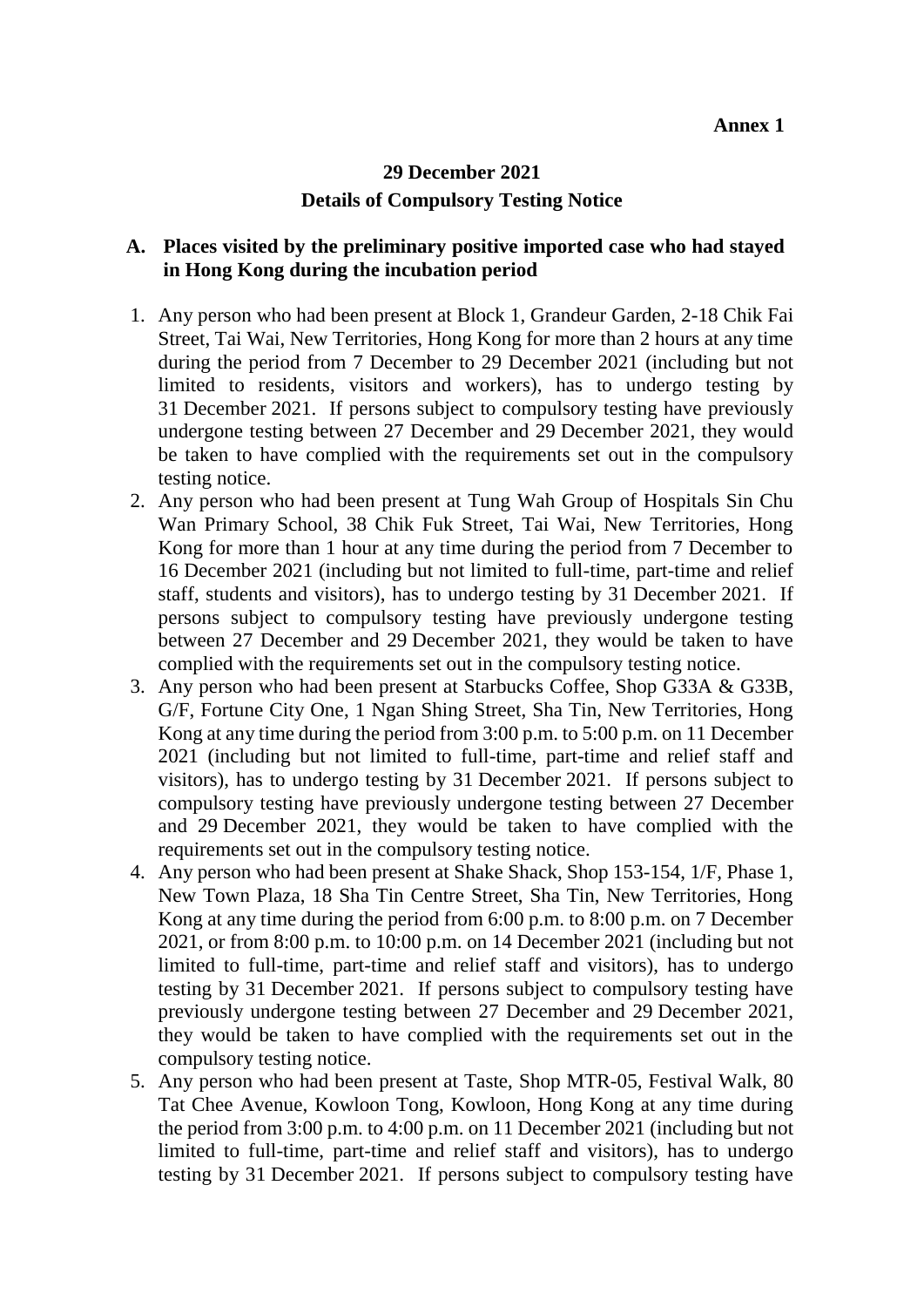**Annex 1**

**29 December 2021**

**Details of Compulsory Testing Notice**

## A. Places visited by the preliminary positive imported case who had stayed in Hong Kong during the incubation period

1. Any person who had been present at Block 1, Grandeur Garden, 2-18 Chik Fai Street, Tai Wai, New Territories, Hong Kong for more than 2 hours at any time during the period from 7 December to 29 December 2021 (including but not limited to residents, visitors and workers), has to undergo testing by 31 December 2021. If persons subject to compulsory testing have previously undergone testing between 27 December and 29 December 2021, they would be taken to have complied with the requirements set out in the compulsory testing notice.
2. Any person who had been present at Tung Wah Group of Hospitals Sin Chu Wan Primary School, 38 Chik Fuk Street, Tai Wai, New Territories, Hong Kong for more than 1 hour at any time during the period from 7 December to 16 December 2021 (including but not limited to full-time, part-time and relief staff, students and visitors), has to undergo testing by 31 December 2021. If persons subject to compulsory testing have previously undergone testing between 27 December and 29 December 2021, they would be taken to have complied with the requirements set out in the compulsory testing notice.
3. Any person who had been present at Starbucks Coffee, Shop G33A & G33B, G/F, Fortune City One, 1 Ngan Shing Street, Sha Tin, New Territories, Hong Kong at any time during the period from 3:00 p.m. to 5:00 p.m. on 11 December 2021 (including but not limited to full-time, part-time and relief staff and visitors), has to undergo testing by 31 December 2021. If persons subject to compulsory testing have previously undergone testing between 27 December and 29 December 2021, they would be taken to have complied with the requirements set out in the compulsory testing notice.
4. Any person who had been present at Shake Shack, Shop 153-154, 1/F, Phase 1, New Town Plaza, 18 Sha Tin Centre Street, Sha Tin, New Territories, Hong Kong at any time during the period from 6:00 p.m. to 8:00 p.m. on 7 December 2021, or from 8:00 p.m. to 10:00 p.m. on 14 December 2021 (including but not limited to full-time, part-time and relief staff and visitors), has to undergo testing by 31 December 2021. If persons subject to compulsory testing have previously undergone testing between 27 December and 29 December 2021, they would be taken to have complied with the requirements set out in the compulsory testing notice.
5. Any person who had been present at Taste, Shop MTR-05, Festival Walk, 80 Tat Chee Avenue, Kowloon Tong, Kowloon, Hong Kong at any time during the period from 3:00 p.m. to 4:00 p.m. on 11 December 2021 (including but not limited to full-time, part-time and relief staff and visitors), has to undergo testing by 31 December 2021. If persons subject to compulsory testing have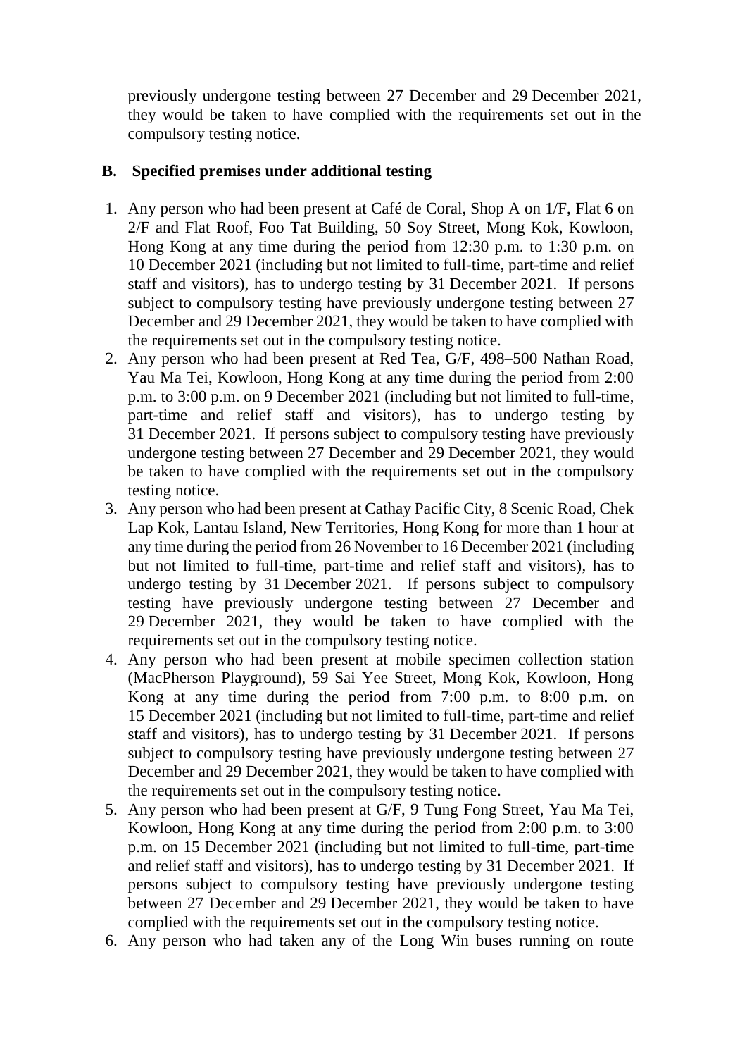previously undergone testing between 27 December and 29 December 2021, they would be taken to have complied with the requirements set out in the compulsory testing notice.

**B. Specified premises under additional testing**

1. Any person who had been present at Café de Coral, Shop A on 1/F, Flat 6 on 2/F and Flat Roof, Foo Tat Building, 50 Soy Street, Mong Kok, Kowloon, Hong Kong at any time during the period from 12:30 p.m. to 1:30 p.m. on 10 December 2021 (including but not limited to full-time, part-time and relief staff and visitors), has to undergo testing by 31 December 2021. If persons subject to compulsory testing have previously undergone testing between 27 December and 29 December 2021, they would be taken to have complied with the requirements set out in the compulsory testing notice.
2. Any person who had been present at Red Tea, G/F, 498–500 Nathan Road, Yau Ma Tei, Kowloon, Hong Kong at any time during the period from 2:00 p.m. to 3:00 p.m. on 9 December 2021 (including but not limited to full-time, part-time and relief staff and visitors), has to undergo testing by 31 December 2021. If persons subject to compulsory testing have previously undergone testing between 27 December and 29 December 2021, they would be taken to have complied with the requirements set out in the compulsory testing notice.
3. Any person who had been present at Cathay Pacific City, 8 Scenic Road, Chek Lap Kok, Lantau Island, New Territories, Hong Kong for more than 1 hour at any time during the period from 26 November to 16 December 2021 (including but not limited to full-time, part-time and relief staff and visitors), has to undergo testing by 31 December 2021. If persons subject to compulsory testing have previously undergone testing between 27 December and 29 December 2021, they would be taken to have complied with the requirements set out in the compulsory testing notice.
4. Any person who had been present at mobile specimen collection station (MacPherson Playground), 59 Sai Yee Street, Mong Kok, Kowloon, Hong Kong at any time during the period from 7:00 p.m. to 8:00 p.m. on 15 December 2021 (including but not limited to full-time, part-time and relief staff and visitors), has to undergo testing by 31 December 2021. If persons subject to compulsory testing have previously undergone testing between 27 December and 29 December 2021, they would be taken to have complied with the requirements set out in the compulsory testing notice.
5. Any person who had been present at G/F, 9 Tung Fong Street, Yau Ma Tei, Kowloon, Hong Kong at any time during the period from 2:00 p.m. to 3:00 p.m. on 15 December 2021 (including but not limited to full-time, part-time and relief staff and visitors), has to undergo testing by 31 December 2021. If persons subject to compulsory testing have previously undergone testing between 27 December and 29 December 2021, they would be taken to have complied with the requirements set out in the compulsory testing notice.
6. Any person who had taken any of the Long Win buses running on route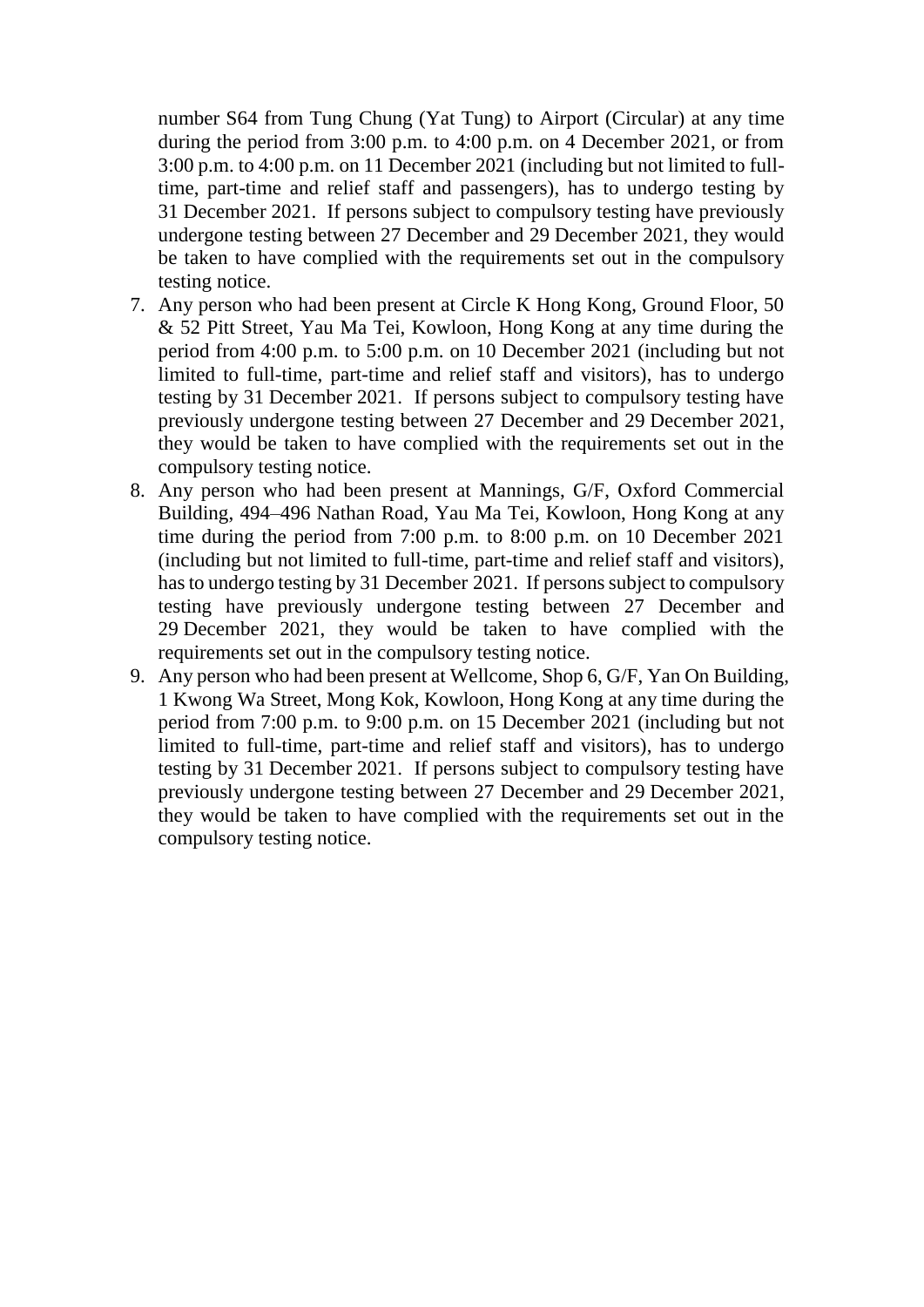number S64 from Tung Chung (Yat Tung) to Airport (Circular) at any time during the period from 3:00 p.m. to 4:00 p.m. on 4 December 2021, or from 3:00 p.m. to 4:00 p.m. on 11 December 2021 (including but not limited to full-time, part-time and relief staff and passengers), has to undergo testing by 31 December 2021. If persons subject to compulsory testing have previously undergone testing between 27 December and 29 December 2021, they would be taken to have complied with the requirements set out in the compulsory testing notice.

7. Any person who had been present at Circle K Hong Kong, Ground Floor, 50 & 52 Pitt Street, Yau Ma Tei, Kowloon, Hong Kong at any time during the period from 4:00 p.m. to 5:00 p.m. on 10 December 2021 (including but not limited to full-time, part-time and relief staff and visitors), has to undergo testing by 31 December 2021. If persons subject to compulsory testing have previously undergone testing between 27 December and 29 December 2021, they would be taken to have complied with the requirements set out in the compulsory testing notice.
8. Any person who had been present at Mannings, G/F, Oxford Commercial Building, 494–496 Nathan Road, Yau Ma Tei, Kowloon, Hong Kong at any time during the period from 7:00 p.m. to 8:00 p.m. on 10 December 2021 (including but not limited to full-time, part-time and relief staff and visitors), has to undergo testing by 31 December 2021. If persons subject to compulsory testing have previously undergone testing between 27 December and 29 December 2021, they would be taken to have complied with the requirements set out in the compulsory testing notice.
9. Any person who had been present at Wellcome, Shop 6, G/F, Yan On Building, 1 Kwong Wa Street, Mong Kok, Kowloon, Hong Kong at any time during the period from 7:00 p.m. to 9:00 p.m. on 15 December 2021 (including but not limited to full-time, part-time and relief staff and visitors), has to undergo testing by 31 December 2021. If persons subject to compulsory testing have previously undergone testing between 27 December and 29 December 2021, they would be taken to have complied with the requirements set out in the compulsory testing notice.